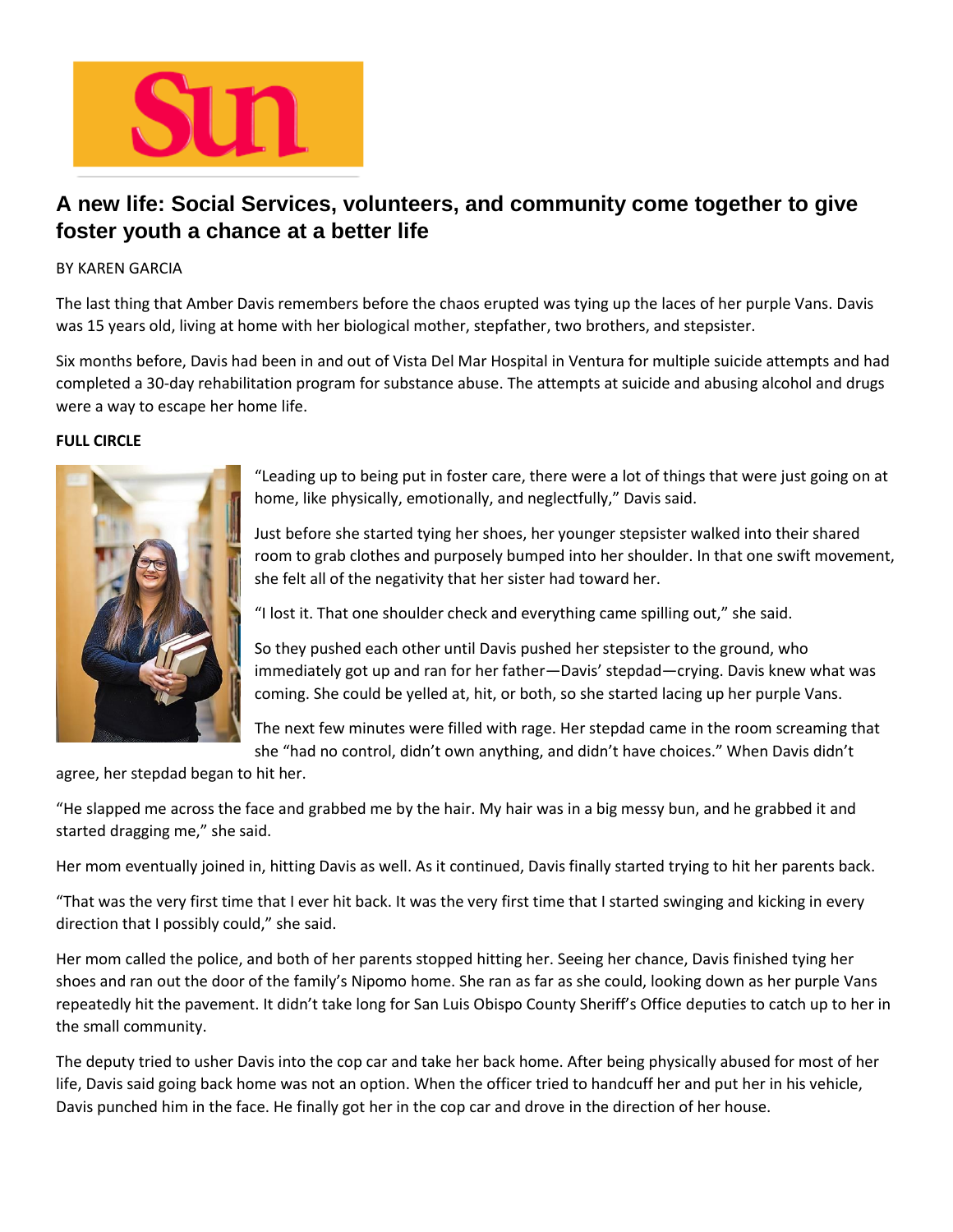Sun

# A new life: Social Services, volunteers, and community come together to give foster youth a chance at a better life

BY KAREN GARCIA

The last thing that Amber Davis remembers before the chaos erupted was tying up the laces of her purple Vans. Davis was 15 years old, living at home with her biological mother, stepfather, two brothers, and stepsister.

Six months before, Davis had been in and out of Vista Del Mar Hospital in Ventura for multiple suicide attempts and had completed a 30-day rehabilitation program for substance abuse. The attempts at suicide and abusing alcohol and drugs were a way to escape her home life.

**FULL CIRCLE**

“Leading up to being put in foster care, there were a lot of things that were just going on at home, like physically, emotionally, and neglectfully,” Davis said.

Just before she started tying her shoes, her younger stepsister walked into their shared room to grab clothes and purposely bumped into her shoulder. In that one swift movement, she felt all of the negativity that her sister had toward her.

“I lost it. That one shoulder check and everything came spilling out,” she said.

So they pushed each other until Davis pushed her stepsister to the ground, who immediately got up and ran for her father—Davis’ stepdad—crying. Davis knew what was coming. She could be yelled at, hit, or both, so she started lacing up her purple Vans.

The next few minutes were filled with rage. Her stepdad came in the room screaming that she “had no control, didn’t own anything, and didn’t have choices.” When Davis didn’t agree, her stepdad began to hit her.

“He slapped me across the face and grabbed me by the hair. My hair was in a big messy bun, and he grabbed it and started dragging me,” she said.

Her mom eventually joined in, hitting Davis as well. As it continued, Davis finally started trying to hit her parents back.

“That was the very first time that I ever hit back. It was the very first time that I started swinging and kicking in every direction that I possibly could,” she said.

Her mom called the police, and both of her parents stopped hitting her. Seeing her chance, Davis finished tying her shoes and ran out the door of the family’s Nipomo home. She ran as far as she could, looking down as her purple Vans repeatedly hit the pavement. It didn’t take long for San Luis Obispo County Sheriff’s Office deputies to catch up to her in the small community.

The deputy tried to usher Davis into the cop car and take her back home. After being physically abused for most of her life, Davis said going back home was not an option. When the officer tried to handcuff her and put her in his vehicle, Davis punched him in the face. He finally got her in the cop car and drove in the direction of her house.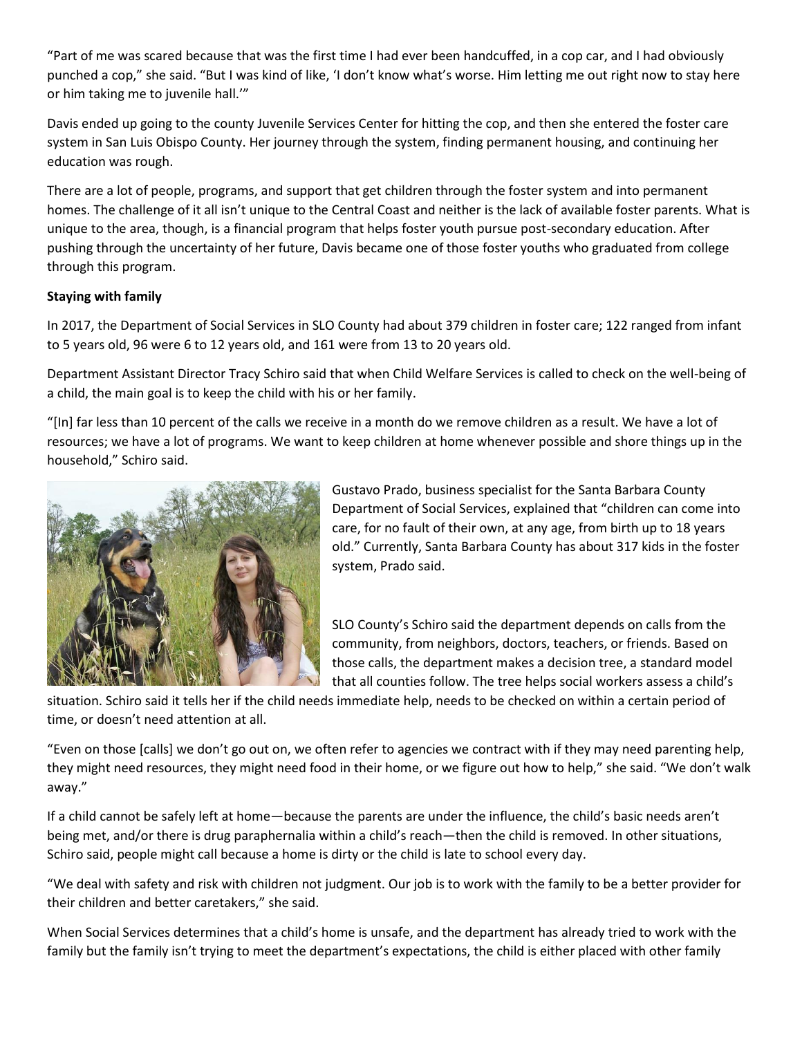"Part of me was scared because that was the first time I had ever been handcuffed, in a cop car, and I had obviously punched a cop," she said. "But I was kind of like, 'I don't know what's worse. Him letting me out right now to stay here or him taking me to juvenile hall.'"

Davis ended up going to the county Juvenile Services Center for hitting the cop, and then she entered the foster care system in San Luis Obispo County. Her journey through the system, finding permanent housing, and continuing her education was rough.

There are a lot of people, programs, and support that get children through the foster system and into permanent homes. The challenge of it all isn't unique to the Central Coast and neither is the lack of available foster parents. What is unique to the area, though, is a financial program that helps foster youth pursue post-secondary education. After pushing through the uncertainty of her future, Davis became one of those foster youths who graduated from college through this program.

**Staying with family**

In 2017, the Department of Social Services in SLO County had about 379 children in foster care; 122 ranged from infant to 5 years old, 96 were 6 to 12 years old, and 161 were from 13 to 20 years old.

Department Assistant Director Tracy Schiro said that when Child Welfare Services is called to check on the well-being of a child, the main goal is to keep the child with his or her family.

"[In] far less than 10 percent of the calls we receive in a month do we remove children as a result. We have a lot of resources; we have a lot of programs. We want to keep children at home whenever possible and shore things up in the household," Schiro said.

Gustavo Prado, business specialist for the Santa Barbara County Department of Social Services, explained that "children can come into care, for no fault of their own, at any age, from birth up to 18 years old." Currently, Santa Barbara County has about 317 kids in the foster system, Prado said.

SLO County's Schiro said the department depends on calls from the community, from neighbors, doctors, teachers, or friends. Based on those calls, the department makes a decision tree, a standard model that all counties follow. The tree helps social workers assess a child's situation. Schiro said it tells her if the child needs immediate help, needs to be checked on within a certain period of time, or doesn't need attention at all.

"Even on those [calls] we don't go out on, we often refer to agencies we contract with if they may need parenting help, they might need resources, they might need food in their home, or we figure out how to help," she said. "We don't walk away."

If a child cannot be safely left at home—because the parents are under the influence, the child's basic needs aren't being met, and/or there is drug paraphernalia within a child's reach—then the child is removed. In other situations, Schiro said, people might call because a home is dirty or the child is late to school every day.

"We deal with safety and risk with children not judgment. Our job is to work with the family to be a better provider for their children and better caretakers," she said.

When Social Services determines that a child's home is unsafe, and the department has already tried to work with the family but the family isn't trying to meet the department's expectations, the child is either placed with other family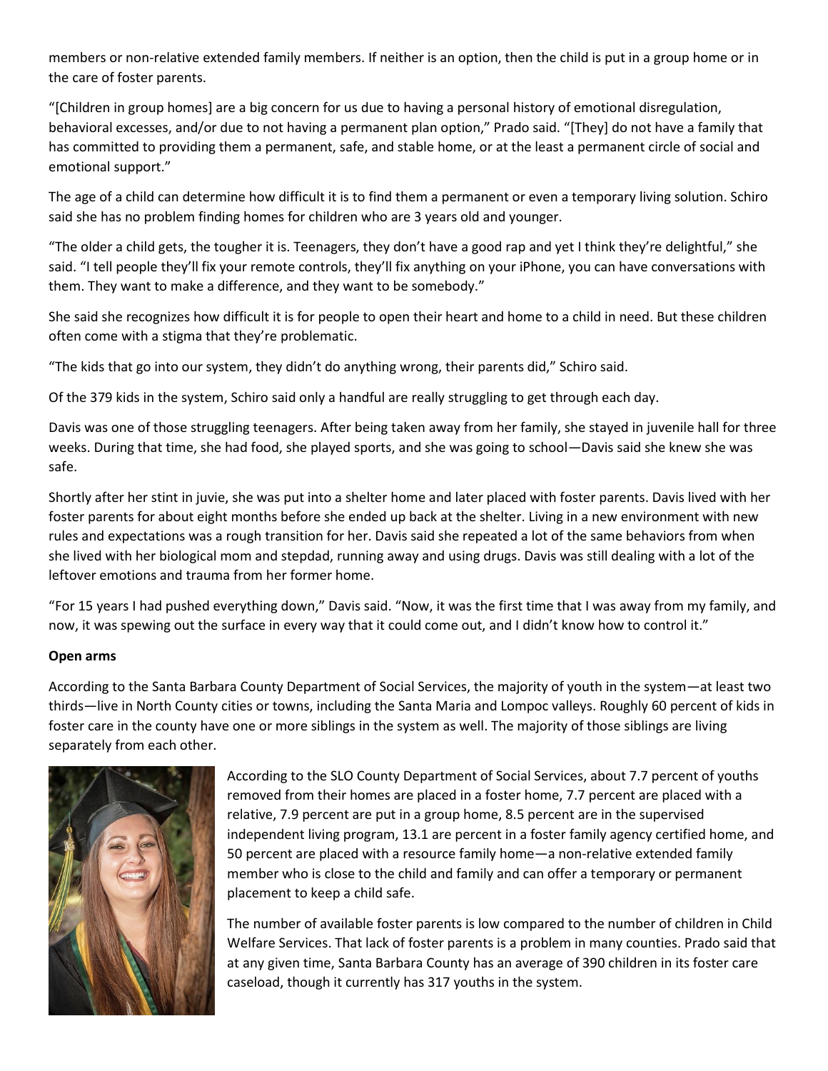members or non-relative extended family members. If neither is an option, then the child is put in a group home or in the care of foster parents.

"[Children in group homes] are a big concern for us due to having a personal history of emotional disregulation, behavioral excesses, and/or due to not having a permanent plan option," Prado said. "[They] do not have a family that has committed to providing them a permanent, safe, and stable home, or at the least a permanent circle of social and emotional support."

The age of a child can determine how difficult it is to find them a permanent or even a temporary living solution. Schiro said she has no problem finding homes for children who are 3 years old and younger.

"The older a child gets, the tougher it is. Teenagers, they don't have a good rap and yet I think they're delightful," she said. "I tell people they'll fix your remote controls, they'll fix anything on your iPhone, you can have conversations with them. They want to make a difference, and they want to be somebody."

She said she recognizes how difficult it is for people to open their heart and home to a child in need. But these children often come with a stigma that they're problematic.

"The kids that go into our system, they didn't do anything wrong, their parents did," Schiro said.

Of the 379 kids in the system, Schiro said only a handful are really struggling to get through each day.

Davis was one of those struggling teenagers. After being taken away from her family, she stayed in juvenile hall for three weeks. During that time, she had food, she played sports, and she was going to school—Davis said she knew she was safe.

Shortly after her stint in juvie, she was put into a shelter home and later placed with foster parents. Davis lived with her foster parents for about eight months before she ended up back at the shelter. Living in a new environment with new rules and expectations was a rough transition for her. Davis said she repeated a lot of the same behaviors from when she lived with her biological mom and stepdad, running away and using drugs. Davis was still dealing with a lot of the leftover emotions and trauma from her former home.

"For 15 years I had pushed everything down," Davis said. "Now, it was the first time that I was away from my family, and now, it was spewing out the surface in every way that it could come out, and I didn't know how to control it."

**Open arms**

According to the Santa Barbara County Department of Social Services, the majority of youth in the system—at least two thirds—live in North County cities or towns, including the Santa Maria and Lompoc valleys. Roughly 60 percent of kids in foster care in the county have one or more siblings in the system as well. The majority of those siblings are living separately from each other.

According to the SLO County Department of Social Services, about 7.7 percent of youths removed from their homes are placed in a foster home, 7.7 percent are placed with a relative, 7.9 percent are put in a group home, 8.5 percent are in the supervised independent living program, 13.1 are percent in a foster family agency certified home, and 50 percent are placed with a resource family home—a non-relative extended family member who is close to the child and family and can offer a temporary or permanent placement to keep a child safe.

The number of available foster parents is low compared to the number of children in Child Welfare Services. That lack of foster parents is a problem in many counties. Prado said that at any given time, Santa Barbara County has an average of 390 children in its foster care caseload, though it currently has 317 youths in the system.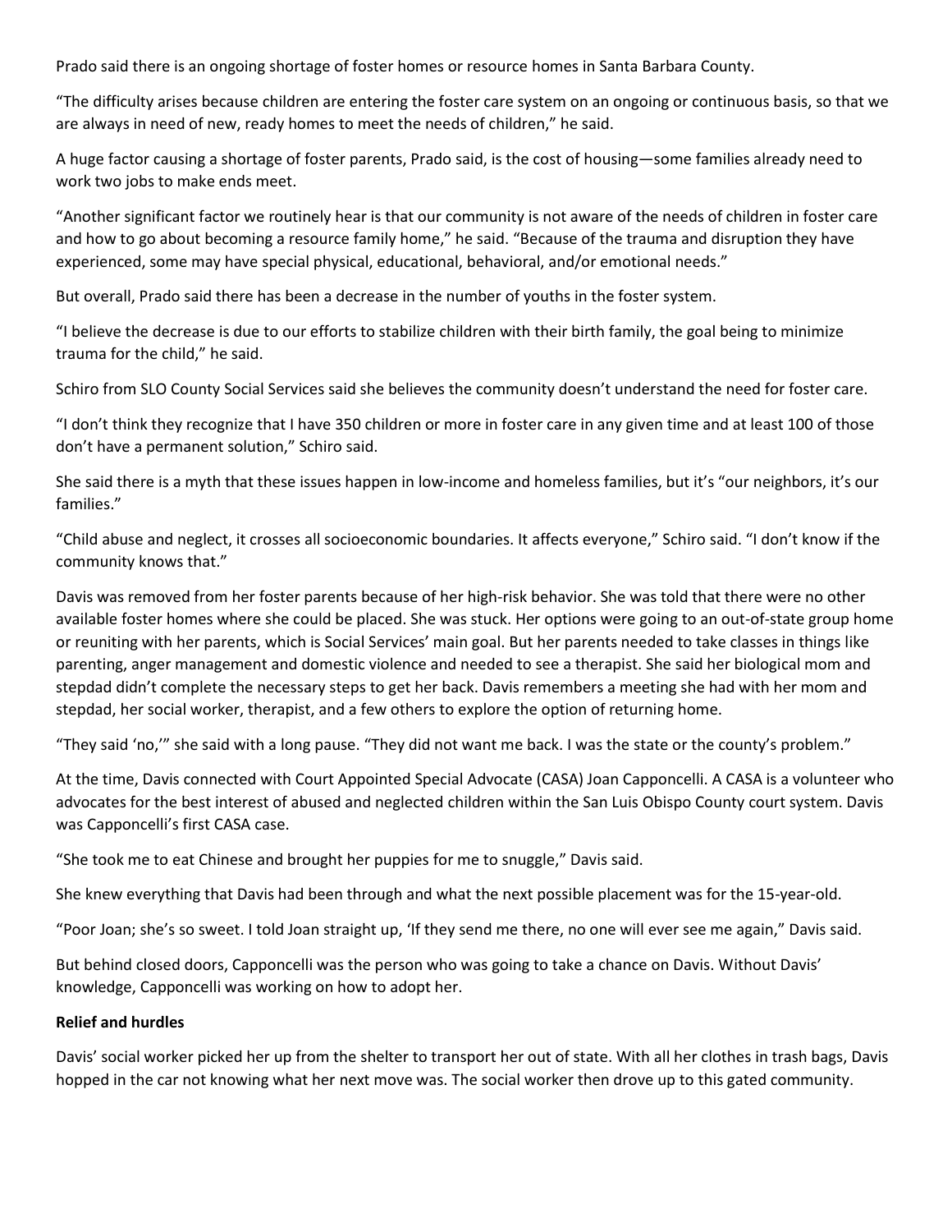Prado said there is an ongoing shortage of foster homes or resource homes in Santa Barbara County.

"The difficulty arises because children are entering the foster care system on an ongoing or continuous basis, so that we are always in need of new, ready homes to meet the needs of children," he said.

A huge factor causing a shortage of foster parents, Prado said, is the cost of housing—some families already need to work two jobs to make ends meet.

"Another significant factor we routinely hear is that our community is not aware of the needs of children in foster care and how to go about becoming a resource family home," he said. "Because of the trauma and disruption they have experienced, some may have special physical, educational, behavioral, and/or emotional needs."

But overall, Prado said there has been a decrease in the number of youths in the foster system.

"I believe the decrease is due to our efforts to stabilize children with their birth family, the goal being to minimize trauma for the child," he said.

Schiro from SLO County Social Services said she believes the community doesn't understand the need for foster care.

"I don't think they recognize that I have 350 children or more in foster care in any given time and at least 100 of those don't have a permanent solution," Schiro said.

She said there is a myth that these issues happen in low-income and homeless families, but it's "our neighbors, it's our families."

"Child abuse and neglect, it crosses all socioeconomic boundaries. It affects everyone," Schiro said. "I don't know if the community knows that."

Davis was removed from her foster parents because of her high-risk behavior. She was told that there were no other available foster homes where she could be placed. She was stuck. Her options were going to an out-of-state group home or reuniting with her parents, which is Social Services' main goal. But her parents needed to take classes in things like parenting, anger management and domestic violence and needed to see a therapist. She said her biological mom and stepdad didn't complete the necessary steps to get her back. Davis remembers a meeting she had with her mom and stepdad, her social worker, therapist, and a few others to explore the option of returning home.

"They said 'no,'" she said with a long pause. "They did not want me back. I was the state or the county's problem."

At the time, Davis connected with Court Appointed Special Advocate (CASA) Joan Capponcelli. A CASA is a volunteer who advocates for the best interest of abused and neglected children within the San Luis Obispo County court system. Davis was Capponcelli's first CASA case.

"She took me to eat Chinese and brought her puppies for me to snuggle," Davis said.

She knew everything that Davis had been through and what the next possible placement was for the 15-year-old.

"Poor Joan; she's so sweet. I told Joan straight up, 'If they send me there, no one will ever see me again," Davis said.

But behind closed doors, Capponcelli was the person who was going to take a chance on Davis. Without Davis' knowledge, Capponcelli was working on how to adopt her.

**Relief and hurdles**

Davis' social worker picked her up from the shelter to transport her out of state. With all her clothes in trash bags, Davis hopped in the car not knowing what her next move was. The social worker then drove up to this gated community.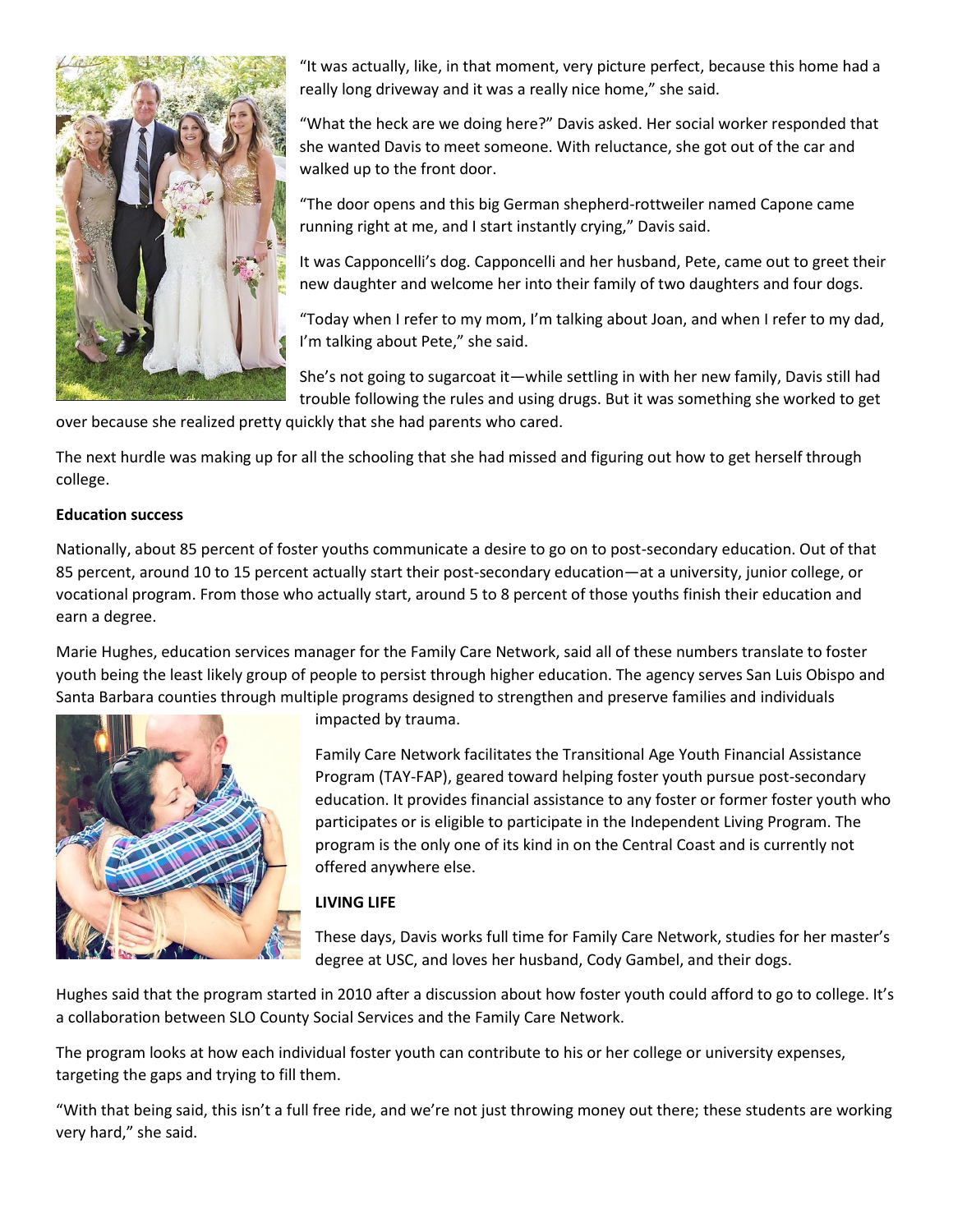"It was actually, like, in that moment, very picture perfect, because this home had a really long driveway and it was a really nice home," she said.

"What the heck are we doing here?" Davis asked. Her social worker responded that she wanted Davis to meet someone. With reluctance, she got out of the car and walked up to the front door.

"The door opens and this big German shepherd-rottweiler named Capone came running right at me, and I start instantly crying," Davis said.

It was Capponcelli's dog. Capponcelli and her husband, Pete, came out to greet their new daughter and welcome her into their family of two daughters and four dogs.

"Today when I refer to my mom, I'm talking about Joan, and when I refer to my dad, I'm talking about Pete," she said.

She's not going to sugarcoat it—while settling in with her new family, Davis still had trouble following the rules and using drugs. But it was something she worked to get over because she realized pretty quickly that she had parents who cared.

The next hurdle was making up for all the schooling that she had missed and figuring out how to get herself through college.

**Education success**

Nationally, about 85 percent of foster youths communicate a desire to go on to post-secondary education. Out of that 85 percent, around 10 to 15 percent actually start their post-secondary education—at a university, junior college, or vocational program. From those who actually start, around 5 to 8 percent of those youths finish their education and earn a degree.

Marie Hughes, education services manager for the Family Care Network, said all of these numbers translate to foster youth being the least likely group of people to persist through higher education. The agency serves San Luis Obispo and Santa Barbara counties through multiple programs designed to strengthen and preserve families and individuals impacted by trauma.

Family Care Network facilitates the Transitional Age Youth Financial Assistance Program (TAY-FAP), geared toward helping foster youth pursue post-secondary education. It provides financial assistance to any foster or former foster youth who participates or is eligible to participate in the Independent Living Program. The program is the only one of its kind in on the Central Coast and is currently not offered anywhere else.

**LIVING LIFE**

These days, Davis works full time for Family Care Network, studies for her master's degree at USC, and loves her husband, Cody Gambel, and their dogs.

Hughes said that the program started in 2010 after a discussion about how foster youth could afford to go to college. It's a collaboration between SLO County Social Services and the Family Care Network.

The program looks at how each individual foster youth can contribute to his or her college or university expenses, targeting the gaps and trying to fill them.

"With that being said, this isn't a full free ride, and we're not just throwing money out there; these students are working very hard," she said.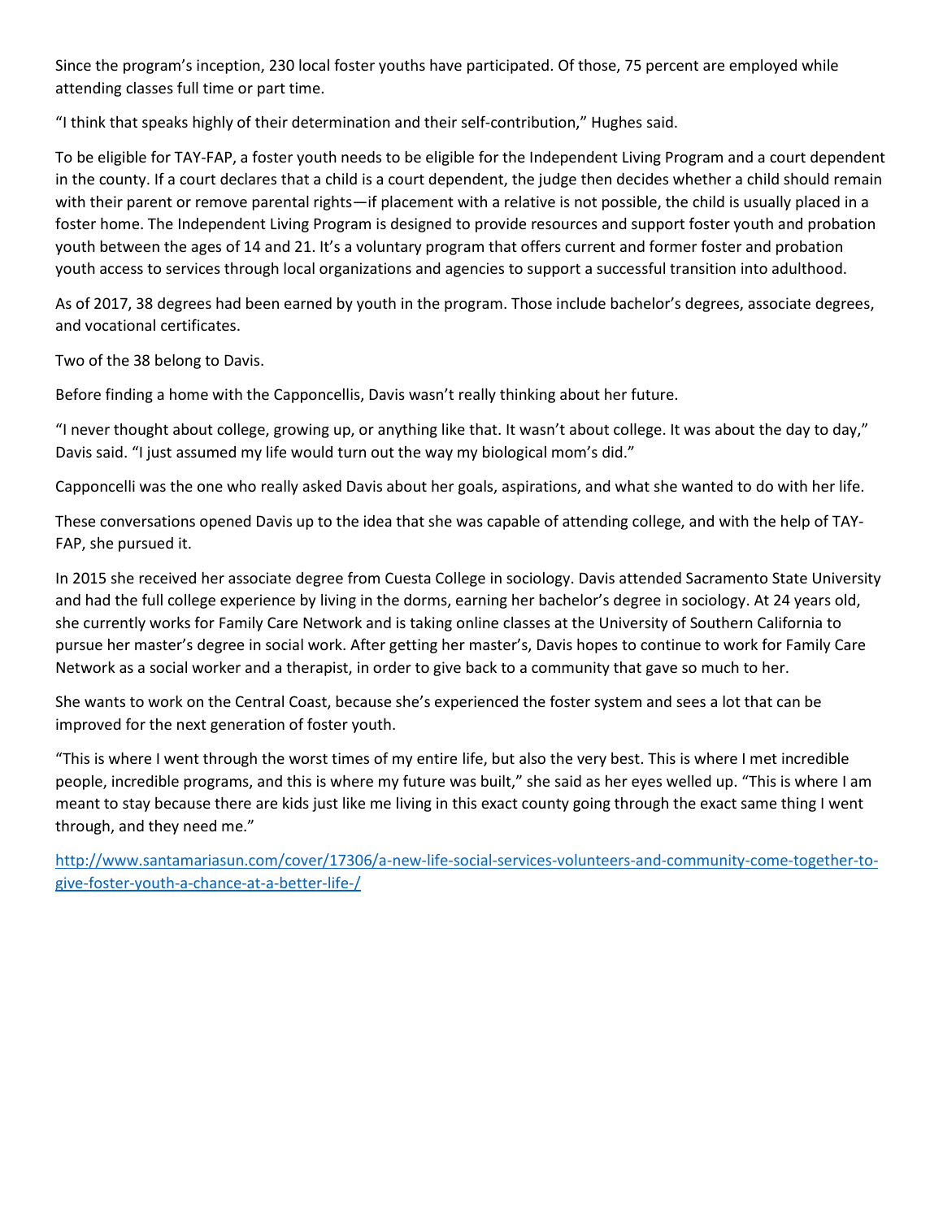Since the program's inception, 230 local foster youths have participated. Of those, 75 percent are employed while attending classes full time or part time.

"I think that speaks highly of their determination and their self-contribution," Hughes said.

To be eligible for TAY-FAP, a foster youth needs to be eligible for the Independent Living Program and a court dependent in the county. If a court declares that a child is a court dependent, the judge then decides whether a child should remain with their parent or remove parental rights—if placement with a relative is not possible, the child is usually placed in a foster home. The Independent Living Program is designed to provide resources and support foster youth and probation youth between the ages of 14 and 21. It's a voluntary program that offers current and former foster and probation youth access to services through local organizations and agencies to support a successful transition into adulthood.

As of 2017, 38 degrees had been earned by youth in the program. Those include bachelor's degrees, associate degrees, and vocational certificates.

Two of the 38 belong to Davis.

Before finding a home with the Capponcellis, Davis wasn't really thinking about her future.

"I never thought about college, growing up, or anything like that. It wasn't about college. It was about the day to day," Davis said. "I just assumed my life would turn out the way my biological mom's did."

Capponcelli was the one who really asked Davis about her goals, aspirations, and what she wanted to do with her life.

These conversations opened Davis up to the idea that she was capable of attending college, and with the help of TAY-FAP, she pursued it.

In 2015 she received her associate degree from Cuesta College in sociology. Davis attended Sacramento State University and had the full college experience by living in the dorms, earning her bachelor's degree in sociology. At 24 years old, she currently works for Family Care Network and is taking online classes at the University of Southern California to pursue her master's degree in social work. After getting her master's, Davis hopes to continue to work for Family Care Network as a social worker and a therapist, in order to give back to a community that gave so much to her.

She wants to work on the Central Coast, because she's experienced the foster system and sees a lot that can be improved for the next generation of foster youth.

"This is where I went through the worst times of my entire life, but also the very best. This is where I met incredible people, incredible programs, and this is where my future was built," she said as her eyes welled up. "This is where I am meant to stay because there are kids just like me living in this exact county going through the exact same thing I went through, and they need me."

[http://www.santamariasun.com/cover/17306/a-new-life-social-services-volunteers-and-community-come-together-to-give-foster-youth-a-chance-at-a-better-life-/](http://www.santamariasun.com/cover/17306/a-new-life-social-services-volunteers-and-community-come-together-to-give-foster-youth-a-chance-at-a-better-life-/)